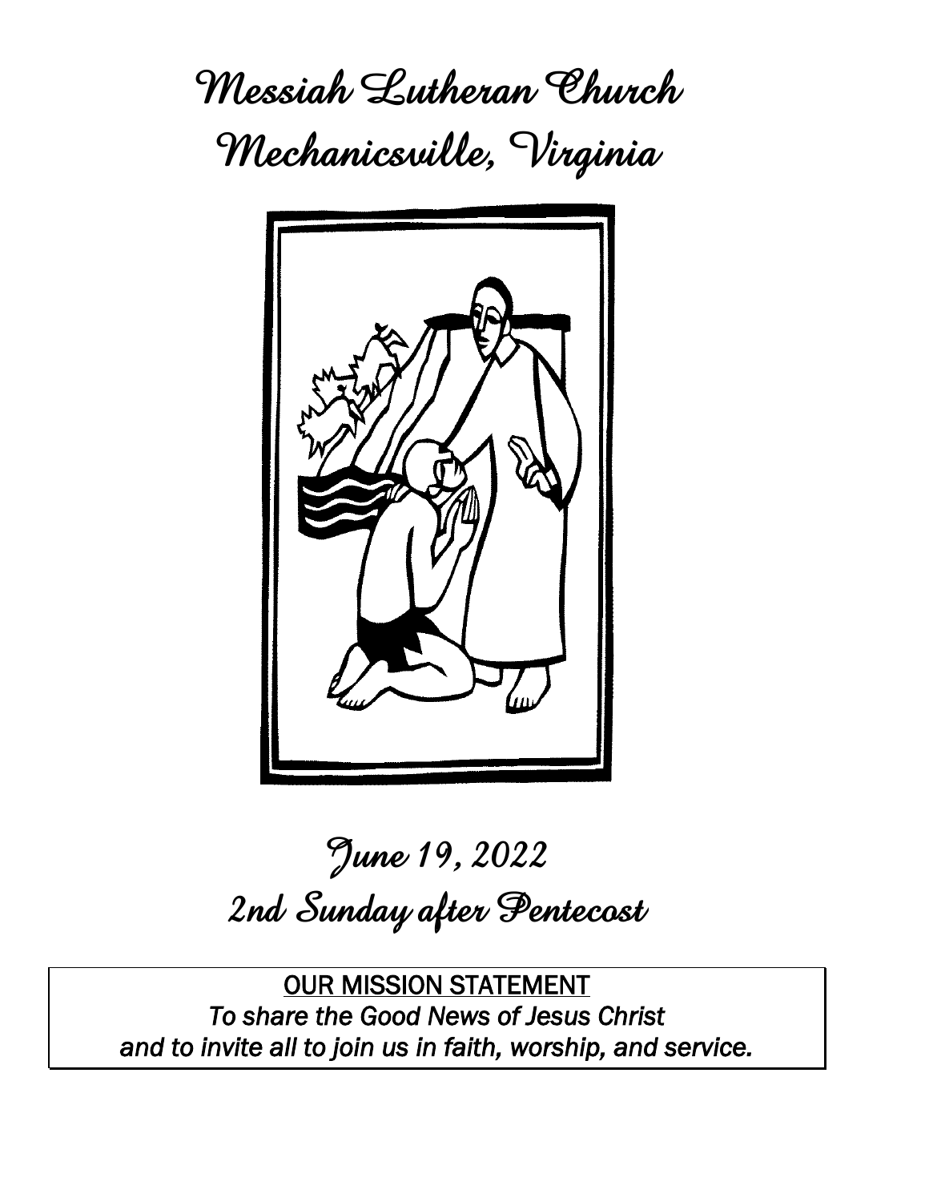# Messiah Lutheran Church
# Mechanicsville, Virginia

## June 19, 2022
## 2nd Sunday after Pentecost

OUR MISSION STATEMENT

*To share the Good News of Jesus Christ and to invite all to join us in faith, worship, and service.*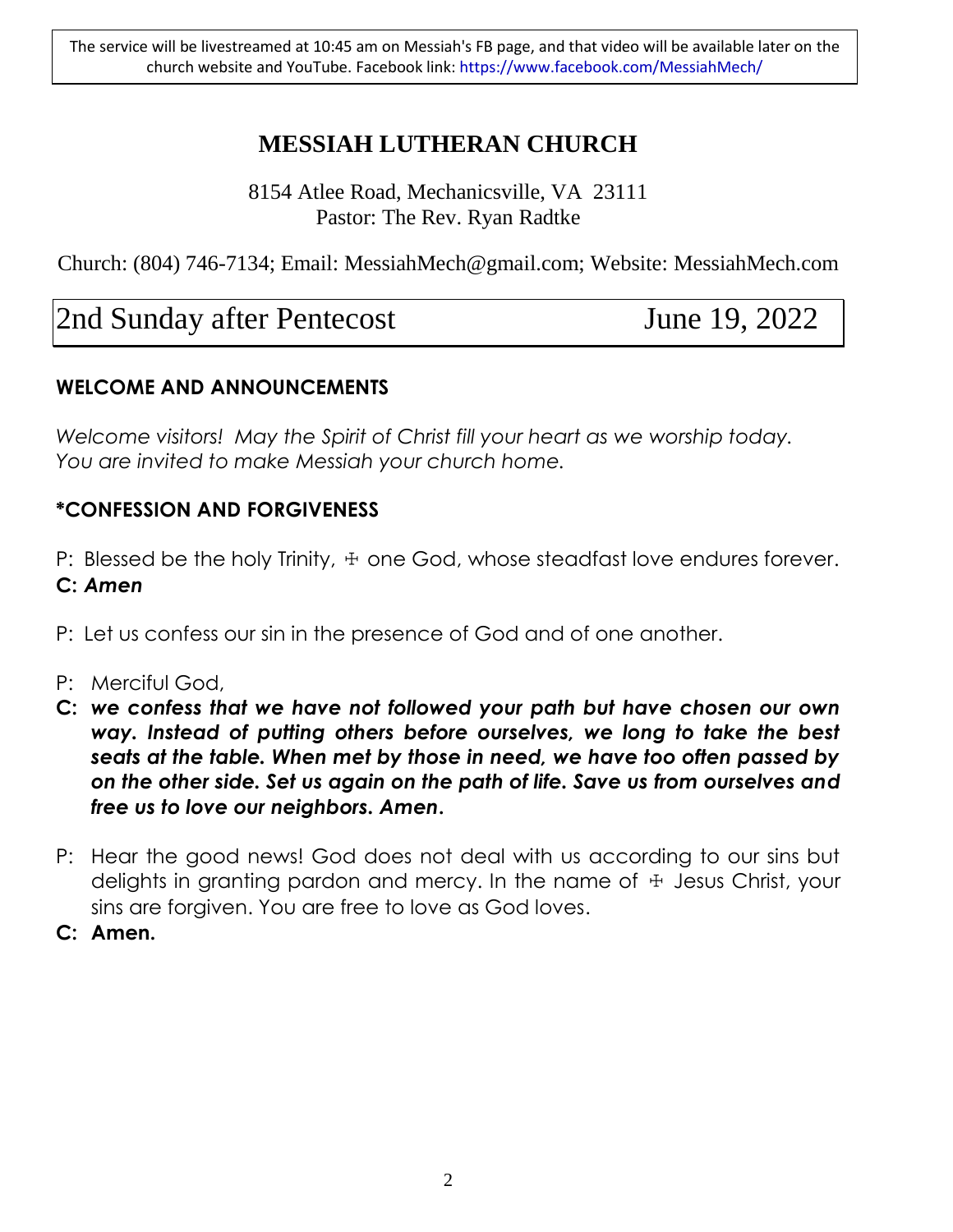The service will be livestreamed at 10:45 am on Messiah's FB page, and that video will be available later on the church website and YouTube. Facebook link: https://www.facebook.com/MessiahMech/

# MESSIAH LUTHERAN CHURCH

8154 Atlee Road, Mechanicsville, VA 23111
Pastor: The Rev. Ryan Radtke

Church: (804) 746-7134; Email: MessiahMech@gmail.com; Website: MessiahMech.com

## 2nd Sunday after Pentecost June 19, 2022

### WELCOME AND ANNOUNCEMENTS

*Welcome visitors! May the Spirit of Christ fill your heart as we worship today. You are invited to make Messiah your church home.*

### *CONFESSION AND FORGIVENESS

P: Blessed be the holy Trinity, ☩ one God, whose steadfast love endures forever.

**C:** ***Amen***

P: Let us confess our sin in the presence of God and of one another.

P: Merciful God,

**C:** ***we confess that we have not followed your path but have chosen our own way. Instead of putting others before ourselves, we long to take the best seats at the table. When met by those in need, we have too often passed by on the other side. Set us again on the path of life. Save us from ourselves and free us to love our neighbors. Amen.***

P: Hear the good news! God does not deal with us according to our sins but delights in granting pardon and mercy. In the name of ☩ Jesus Christ, your sins are forgiven. You are free to love as God loves.

**C: Amen.**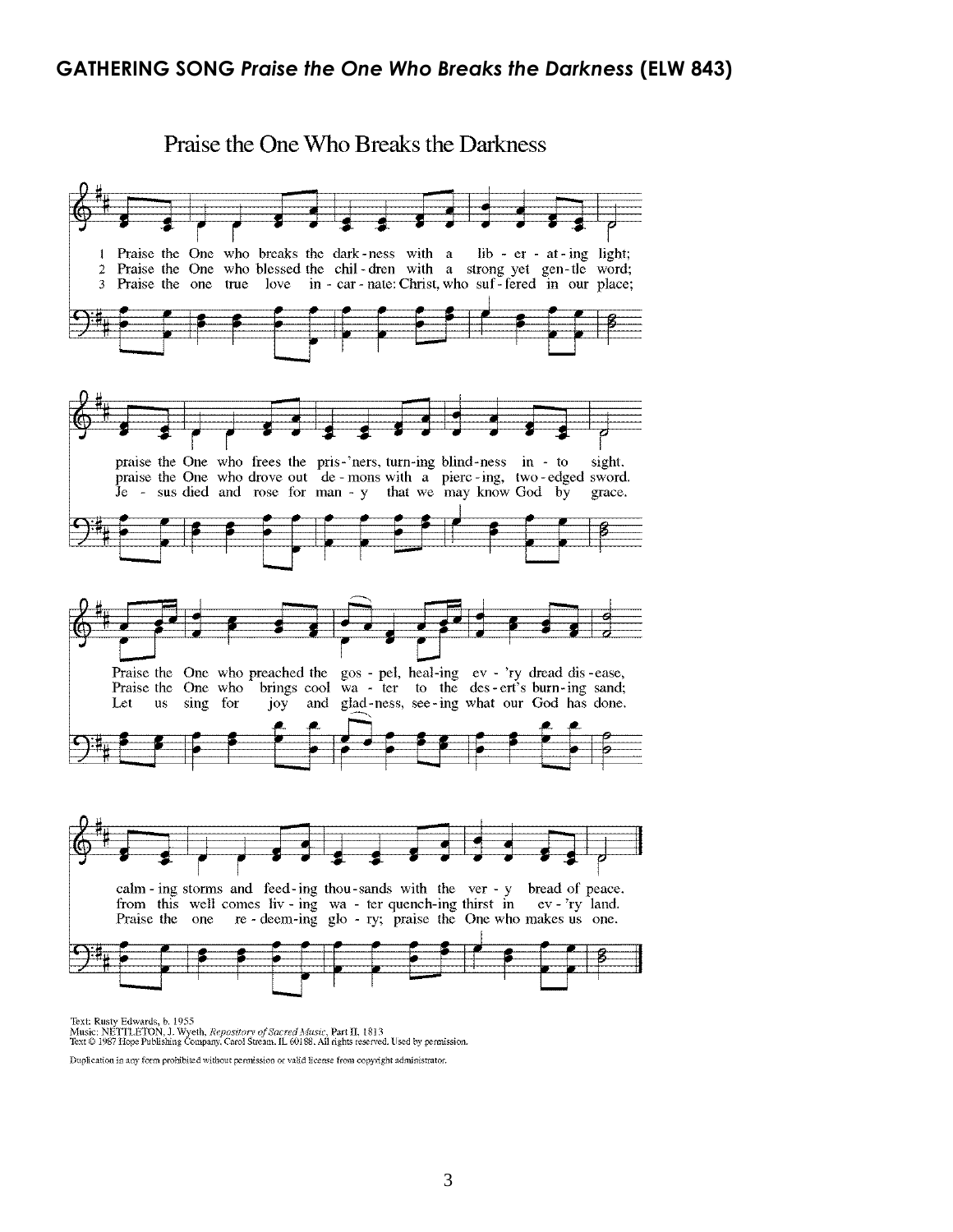## GATHERING SONG *Praise the One Who Breaks the Darkness* (ELW 843)

Praise the One Who Breaks the Darkness

1 Praise the One who breaks the dark-ness with a lib-er-at-ing light;
praise the One who frees the pris-'ners, turn-ing blind-ness in-to sight.
Praise the One who preached the gos-pel, heal-ing ev-'ry dread dis-ease,
calm-ing storms and feed-ing thou-sands with the ver-y bread of peace.

2 Praise the One who blessed the chil-dren with a strong yet gen-tle word;
praise the One who drove out de-mons with a pierc-ing, two-edged sword.
Praise the One who brings cool wa-ter to the des-ert's burn-ing sand;
from this well comes liv-ing wa-ter quench-ing thirst in ev-'ry land.

3 Praise the one true love in-car-nate: Christ, who suf-fered in our place;
Je-sus died and rose for man-y that we may know God by grace.
Let us sing for joy and glad-ness, see-ing what our God has done.
Praise the one re-deem-ing glo-ry; praise the One who makes us one.

Text: Rusty Edwards, b. 1955
Music: NETTLETON, J. Wyeth, *Repository of Sacred Music*, Part II, 1813
Text © 1987 Hope Publishing Company, Carol Stream, IL 60188. All rights reserved. Used by permission.

Duplication in any form prohibited without permission or valid license from copyright administrator.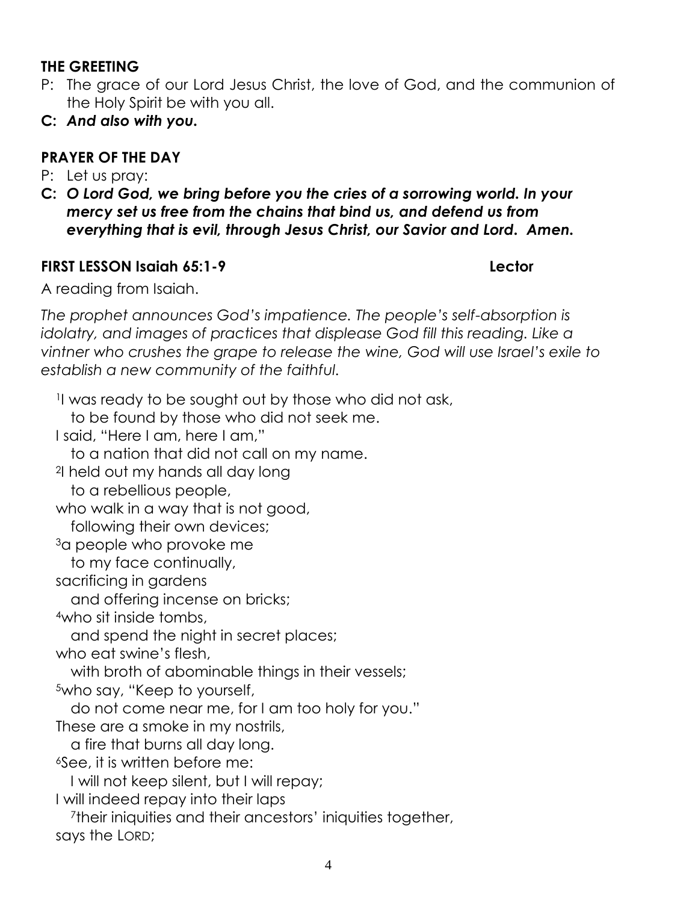**THE GREETING**

P: The grace of our Lord Jesus Christ, the love of God, and the communion of the Holy Spirit be with you all.

**C:** ***And also with you.***

**PRAYER OF THE DAY**

P: Let us pray:

**C:** ***O Lord God, we bring before you the cries of a sorrowing world. In your mercy set us free from the chains that bind us, and defend us from everything that is evil, through Jesus Christ, our Savior and Lord. Amen.***

**FIRST LESSON Isaiah 65:1-9** **Lector**

A reading from Isaiah.

*The prophet announces God's impatience. The people's self-absorption is idolatry, and images of practices that displease God fill this reading. Like a vintner who crushes the grape to release the wine, God will use Israel's exile to establish a new community of the faithful.*

[1]I was ready to be sought out by those who did not ask,
 to be found by those who did not seek me.
I said, "Here I am, here I am,"
 to a nation that did not call on my name.
[2]I held out my hands all day long
 to a rebellious people,
who walk in a way that is not good,
 following their own devices;
[3]a people who provoke me
 to my face continually,
sacrificing in gardens
 and offering incense on bricks;
[4]who sit inside tombs,
 and spend the night in secret places;
who eat swine's flesh,
 with broth of abominable things in their vessels;
[5]who say, "Keep to yourself,
 do not come near me, for I am too holy for you."
These are a smoke in my nostrils,
 a fire that burns all day long.
[6]See, it is written before me:
 I will not keep silent, but I will repay;
I will indeed repay into their laps
 [7]their iniquities and their ancestors' iniquities together,
says the LORD;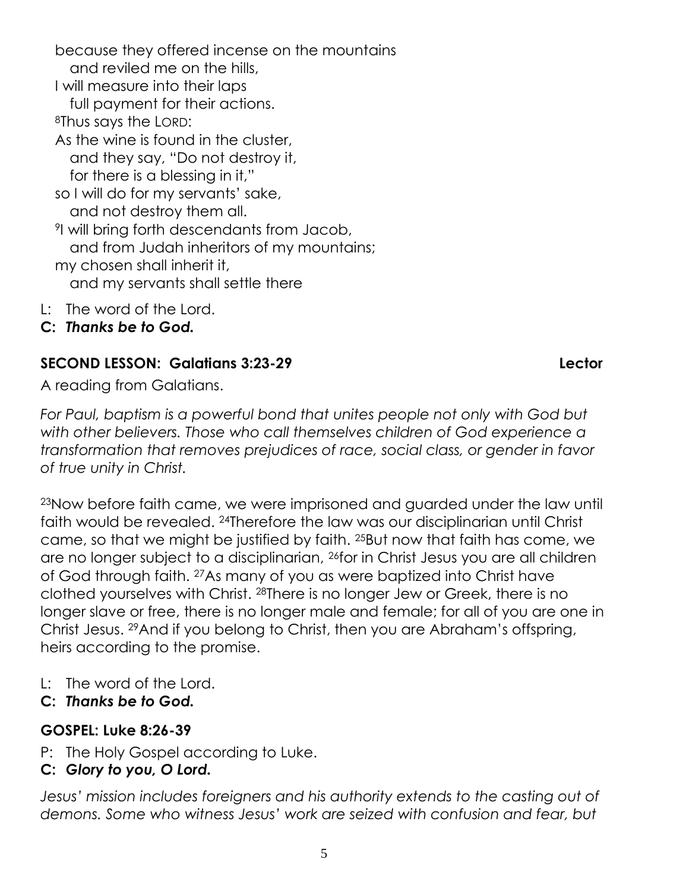because they offered incense on the mountains
   and reviled me on the hills,
I will measure into their laps
   full payment for their actions.
[8]Thus says the LORD:
As the wine is found in the cluster,
   and they say, "Do not destroy it,
   for there is a blessing in it,"
so I will do for my servants' sake,
   and not destroy them all.
[9]I will bring forth descendants from Jacob,
   and from Judah inheritors of my mountains;
my chosen shall inherit it,
   and my servants shall settle there

L: The word of the Lord.
**C: *Thanks be to God.***

**SECOND LESSON: Galatians 3:23-29** **Lector**

A reading from Galatians.

*For Paul, baptism is a powerful bond that unites people not only with God but with other believers. Those who call themselves children of God experience a transformation that removes prejudices of race, social class, or gender in favor of true unity in Christ.*

[23]Now before faith came, we were imprisoned and guarded under the law until faith would be revealed. [24]Therefore the law was our disciplinarian until Christ came, so that we might be justified by faith. [25]But now that faith has come, we are no longer subject to a disciplinarian, [26]for in Christ Jesus you are all children of God through faith. [27]As many of you as were baptized into Christ have clothed yourselves with Christ. [28]There is no longer Jew or Greek, there is no longer slave or free, there is no longer male and female; for all of you are one in Christ Jesus. [29]And if you belong to Christ, then you are Abraham's offspring, heirs according to the promise.

L: The word of the Lord.
**C: *Thanks be to God.***

**GOSPEL: Luke 8:26-39**

P: The Holy Gospel according to Luke.
**C: *Glory to you, O Lord.***

*Jesus' mission includes foreigners and his authority extends to the casting out of demons. Some who witness Jesus' work are seized with confusion and fear, but*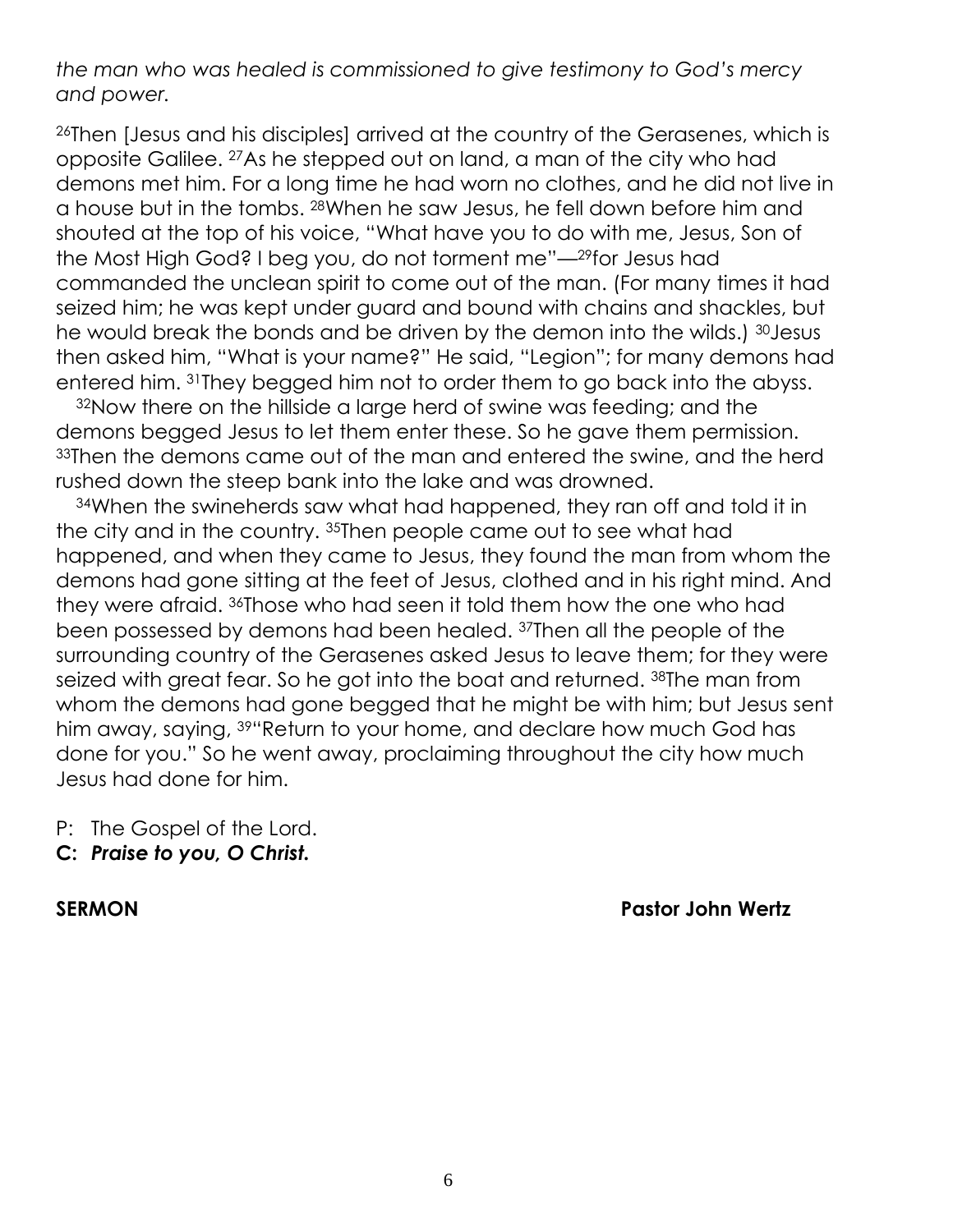*the man who was healed is commissioned to give testimony to God's mercy and power.*

[26]Then [Jesus and his disciples] arrived at the country of the Gerasenes, which is opposite Galilee. [27]As he stepped out on land, a man of the city who had demons met him. For a long time he had worn no clothes, and he did not live in a house but in the tombs. [28]When he saw Jesus, he fell down before him and shouted at the top of his voice, "What have you to do with me, Jesus, Son of the Most High God? I beg you, do not torment me"—[29]for Jesus had commanded the unclean spirit to come out of the man. (For many times it had seized him; he was kept under guard and bound with chains and shackles, but he would break the bonds and be driven by the demon into the wilds.) [30]Jesus then asked him, "What is your name?" He said, "Legion"; for many demons had entered him. [31]They begged him not to order them to go back into the abyss.

[32]Now there on the hillside a large herd of swine was feeding; and the demons begged Jesus to let them enter these. So he gave them permission. [33]Then the demons came out of the man and entered the swine, and the herd rushed down the steep bank into the lake and was drowned.

[34]When the swineherds saw what had happened, they ran off and told it in the city and in the country. [35]Then people came out to see what had happened, and when they came to Jesus, they found the man from whom the demons had gone sitting at the feet of Jesus, clothed and in his right mind. And they were afraid. [36]Those who had seen it told them how the one who had been possessed by demons had been healed. [37]Then all the people of the surrounding country of the Gerasenes asked Jesus to leave them; for they were seized with great fear. So he got into the boat and returned. [38]The man from whom the demons had gone begged that he might be with him; but Jesus sent him away, saying, [39]"Return to your home, and declare how much God has done for you." So he went away, proclaiming throughout the city how much Jesus had done for him.

P: The Gospel of the Lord.
**C: *Praise to you, O Christ.***

**SERMON** **Pastor John Wertz**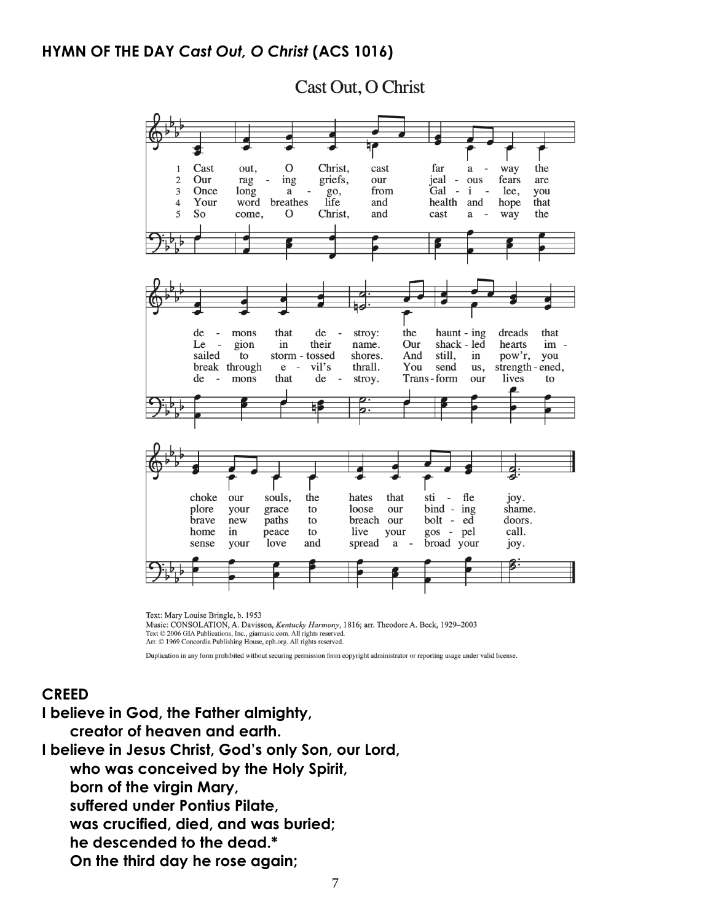**HYMN OF THE DAY** ***Cast Out, O Christ*** **(ACS 1016)**

Cast Out, O Christ

1 Cast out, O Christ, cast far away the demons that destroy: the haunting dreads that choke our souls, the hates that stifle joy.
2 Our raging griefs, our jealous fears are Legion in their name. Our shackled hearts implore your grace to loose our binding shame.
3 Once long ago, from Galilee, you sailed to storm-tossed shores. And still, in pow'r, you brave new paths to breach our bolted doors.
4 Your word breathes life and health and hope that break through evil's thrall. You send us, strengthened, home in peace to live your gospel call.
5 So come, O Christ, and cast away the demons that destroy. Transform our lives to sense your love and spread abroad your joy.

Text: Mary Louise Bringle, b. 1953
Music: CONSOLATION, A. Davisson, *Kentucky Harmony*, 1816; arr. Theodore A. Beck, 1929–2003
Text © 2006 GIA Publications, Inc., giamusic.com. All rights reserved.
Arr. © 1969 Concordia Publishing House, cph.org. All rights reserved.

Duplication in any form prohibited without securing permission from copyright administrator or reporting usage under valid license.

**CREED**

**I believe in God, the Father almighty,**
**creator of heaven and earth.**
**I believe in Jesus Christ, God's only Son, our Lord,**
**who was conceived by the Holy Spirit,**
**born of the virgin Mary,**
**suffered under Pontius Pilate,**
**was crucified, died, and was buried;**
**he descended to the dead.***
**On the third day he rose again;**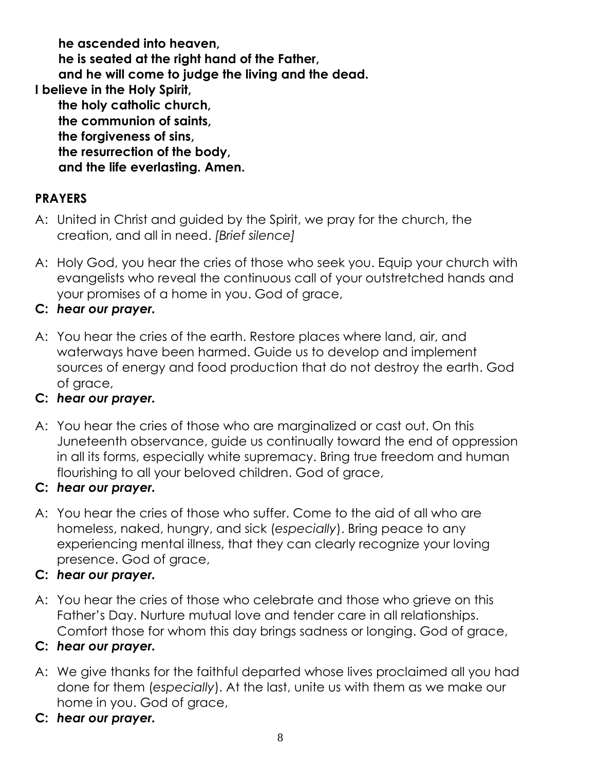**he ascended into heaven,**
**he is seated at the right hand of the Father,**
**and he will come to judge the living and the dead.**
**I believe in the Holy Spirit,**
**the holy catholic church,**
**the communion of saints,**
**the forgiveness of sins,**
**the resurrection of the body,**
**and the life everlasting. Amen.**

## PRAYERS

A: United in Christ and guided by the Spirit, we pray for the church, the creation, and all in need. *[Brief silence]*

A: Holy God, you hear the cries of those who seek you. Equip your church with evangelists who reveal the continuous call of your outstretched hands and your promises of a home in you. God of grace,

**C:** ***hear our prayer.***

A: You hear the cries of the earth. Restore places where land, air, and waterways have been harmed. Guide us to develop and implement sources of energy and food production that do not destroy the earth. God of grace,

**C:** ***hear our prayer.***

A: You hear the cries of those who are marginalized or cast out. On this Juneteenth observance, guide us continually toward the end of oppression in all its forms, especially white supremacy. Bring true freedom and human flourishing to all your beloved children. God of grace,

**C:** ***hear our prayer.***

A: You hear the cries of those who suffer. Come to the aid of all who are homeless, naked, hungry, and sick (*especially*). Bring peace to any experiencing mental illness, that they can clearly recognize your loving presence. God of grace,

**C:** ***hear our prayer.***

A: You hear the cries of those who celebrate and those who grieve on this Father's Day. Nurture mutual love and tender care in all relationships. Comfort those for whom this day brings sadness or longing. God of grace,

**C:** ***hear our prayer.***

A: We give thanks for the faithful departed whose lives proclaimed all you had done for them (*especially*). At the last, unite us with them as we make our home in you. God of grace,

**C:** ***hear our prayer.***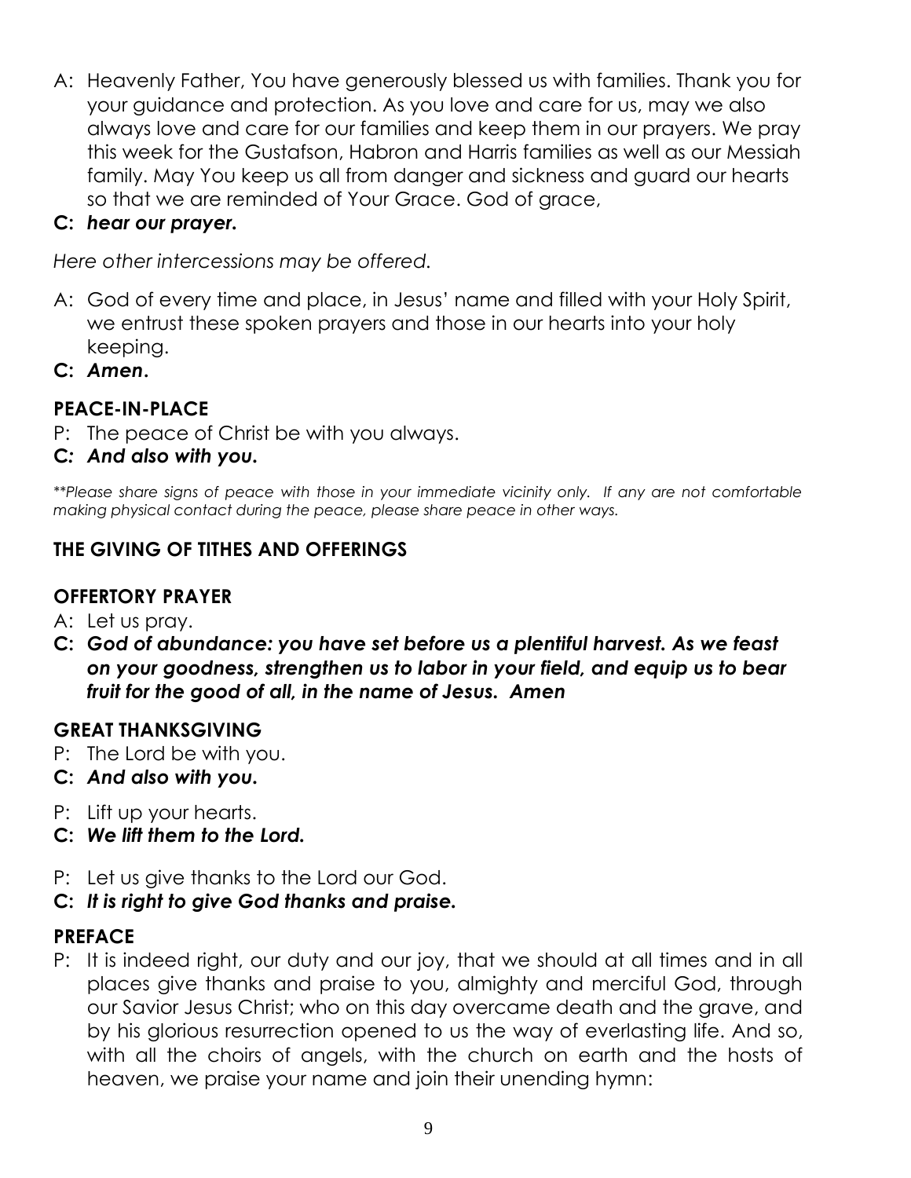A: Heavenly Father, You have generously blessed us with families. Thank you for your guidance and protection. As you love and care for us, may we also always love and care for our families and keep them in our prayers. We pray this week for the Gustafson, Habron and Harris families as well as our Messiah family. May You keep us all from danger and sickness and guard our hearts so that we are reminded of Your Grace. God of grace,

**C:** ***hear our prayer.***

*Here other intercessions may be offered.*

A: God of every time and place, in Jesus' name and filled with your Holy Spirit, we entrust these spoken prayers and those in our hearts into your holy keeping.

**C:** ***Amen.***

**PEACE-IN-PLACE**

P: The peace of Christ be with you always.

**C:** ***And also with you.***

*\*\*Please share signs of peace with those in your immediate vicinity only. If any are not comfortable making physical contact during the peace, please share peace in other ways.*

**THE GIVING OF TITHES AND OFFERINGS**

**OFFERTORY PRAYER**

A: Let us pray.

**C:** ***God of abundance: you have set before us a plentiful harvest. As we feast on your goodness, strengthen us to labor in your field, and equip us to bear fruit for the good of all, in the name of Jesus. Amen***

**GREAT THANKSGIVING**

P: The Lord be with you.

**C:** ***And also with you.***

P: Lift up your hearts.

**C:** ***We lift them to the Lord.***

P: Let us give thanks to the Lord our God.

**C:** ***It is right to give God thanks and praise.***

**PREFACE**

P: It is indeed right, our duty and our joy, that we should at all times and in all places give thanks and praise to you, almighty and merciful God, through our Savior Jesus Christ; who on this day overcame death and the grave, and by his glorious resurrection opened to us the way of everlasting life. And so, with all the choirs of angels, with the church on earth and the hosts of heaven, we praise your name and join their unending hymn: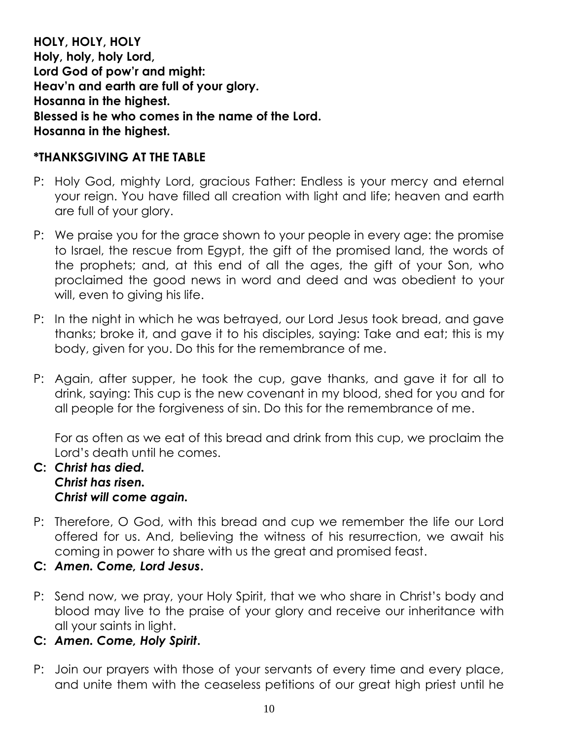**HOLY, HOLY, HOLY**
**Holy, holy, holy Lord,**
**Lord God of pow'r and might:**
**Heav'n and earth are full of your glory.**
**Hosanna in the highest.**
**Blessed is he who comes in the name of the Lord.**
**Hosanna in the highest.**

**\*THANKSGIVING AT THE TABLE**

P: Holy God, mighty Lord, gracious Father: Endless is your mercy and eternal your reign. You have filled all creation with light and life; heaven and earth are full of your glory.

P: We praise you for the grace shown to your people in every age: the promise to Israel, the rescue from Egypt, the gift of the promised land, the words of the prophets; and, at this end of all the ages, the gift of your Son, who proclaimed the good news in word and deed and was obedient to your will, even to giving his life.

P: In the night in which he was betrayed, our Lord Jesus took bread, and gave thanks; broke it, and gave it to his disciples, saying: Take and eat; this is my body, given for you. Do this for the remembrance of me.

P: Again, after supper, he took the cup, gave thanks, and gave it for all to drink, saying: This cup is the new covenant in my blood, shed for you and for all people for the forgiveness of sin. Do this for the remembrance of me.

For as often as we eat of this bread and drink from this cup, we proclaim the Lord's death until he comes.

**C:** ***Christ has died.***
***Christ has risen.***
***Christ will come again.***

P: Therefore, O God, with this bread and cup we remember the life our Lord offered for us. And, believing the witness of his resurrection, we await his coming in power to share with us the great and promised feast.

**C:** ***Amen. Come, Lord Jesus.***

P: Send now, we pray, your Holy Spirit, that we who share in Christ's body and blood may live to the praise of your glory and receive our inheritance with all your saints in light.

**C:** ***Amen. Come, Holy Spirit.***

P: Join our prayers with those of your servants of every time and every place, and unite them with the ceaseless petitions of our great high priest until he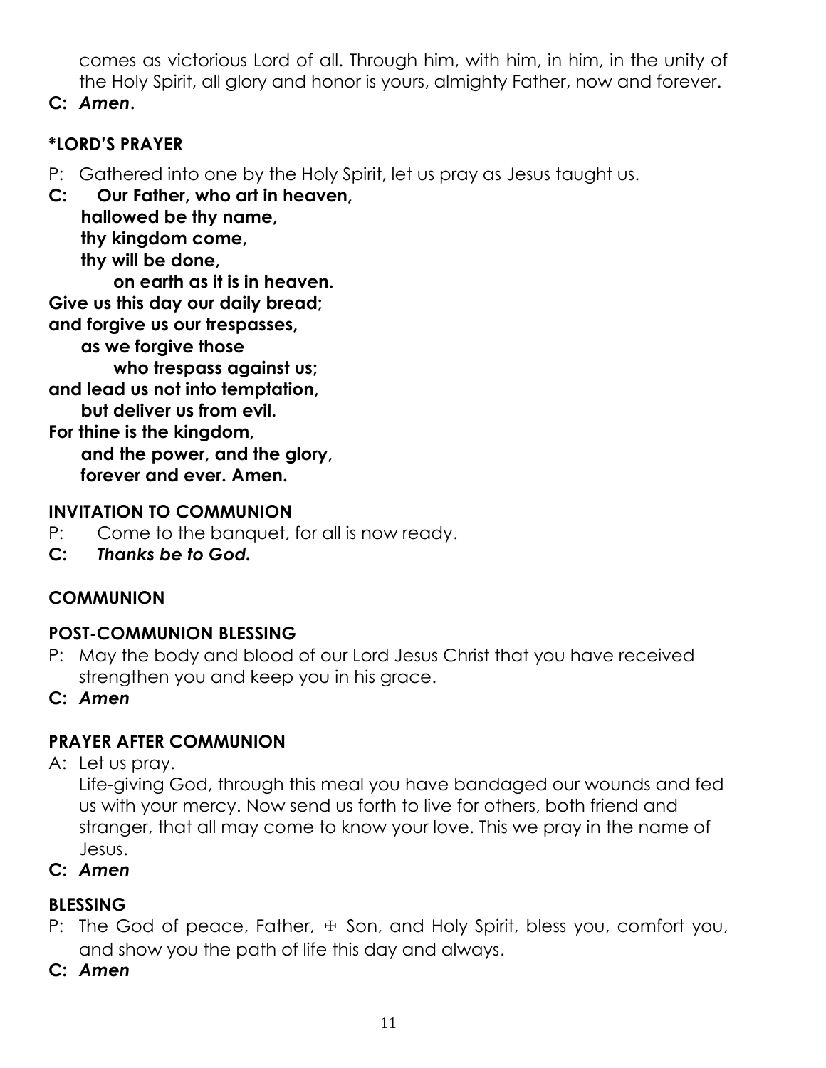comes as victorious Lord of all. Through him, with him, in him, in the unity of the Holy Spirit, all glory and honor is yours, almighty Father, now and forever.

**C:** ***Amen.***

### *LORD'S PRAYER

P: Gathered into one by the Holy Spirit, let us pray as Jesus taught us.

**C: Our Father, who art in heaven,**
**hallowed be thy name,**
**thy kingdom come,**
**thy will be done,**
**on earth as it is in heaven.**
**Give us this day our daily bread;**
**and forgive us our trespasses,**
**as we forgive those**
**who trespass against us;**
**and lead us not into temptation,**
**but deliver us from evil.**
**For thine is the kingdom,**
**and the power, and the glory,**
**forever and ever. Amen.**

### INVITATION TO COMMUNION

P: Come to the banquet, for all is now ready.

**C:** ***Thanks be to God.***

### COMMUNION

### POST-COMMUNION BLESSING

P: May the body and blood of our Lord Jesus Christ that you have received strengthen you and keep you in his grace.

**C:** ***Amen***

### PRAYER AFTER COMMUNION

A: Let us pray.
Life-giving God, through this meal you have bandaged our wounds and fed us with your mercy. Now send us forth to live for others, both friend and stranger, that all may come to know your love. This we pray in the name of Jesus.

**C:** ***Amen***

### BLESSING

P: The God of peace, Father, ☩ Son, and Holy Spirit, bless you, comfort you, and show you the path of life this day and always.

**C:** ***Amen***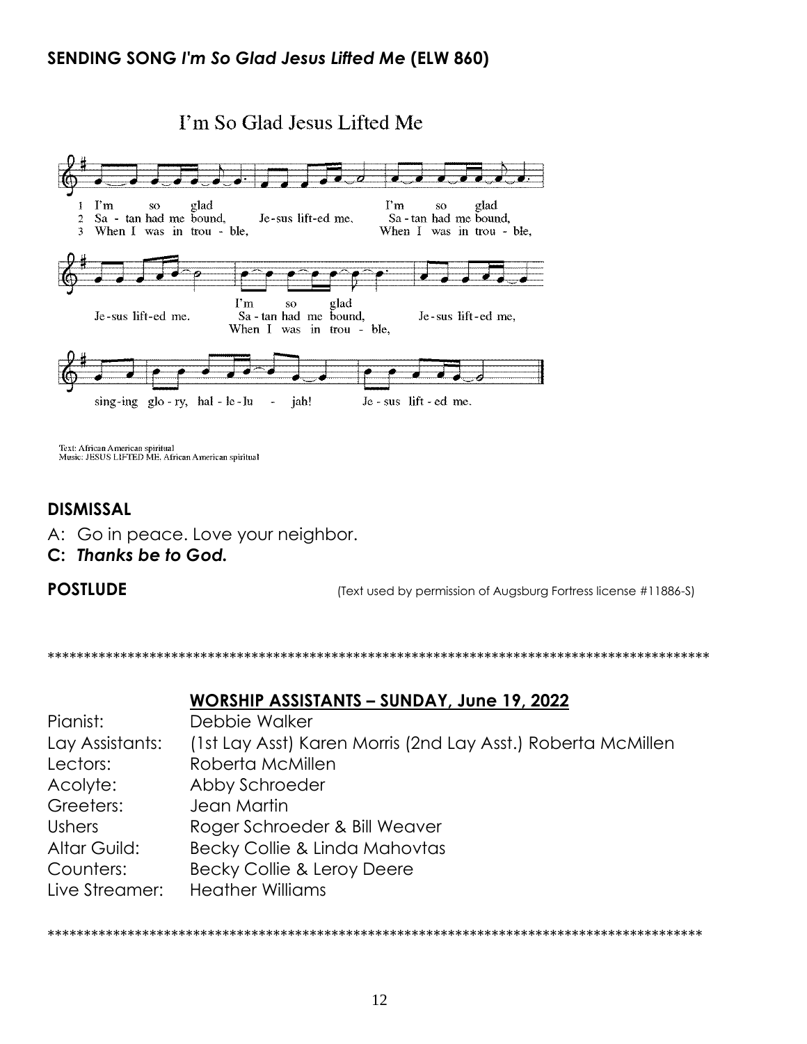**SENDING SONG *I'm So Glad Jesus Lifted Me* (ELW 860)**

I'm So Glad Jesus Lifted Me

1 I'm so glad Jesus lifted me. I'm so glad Jesus lifted me. I'm so glad Jesus lifted me, singing glory, hallelujah! Jesus lifted me.

2 Satan had me bound, Jesus lifted me. Satan had me bound, Jesus lifted me. Satan had me bound, Jesus lifted me, singing glory, hallelujah! Jesus lifted me.

3 When I was in trouble, Jesus lifted me. When I was in trouble, Jesus lifted me. When I was in trouble, Jesus lifted me, singing glory, hallelujah! Jesus lifted me.

Text: African American spiritual
Music: JESUS LIFTED ME, African American spiritual

**DISMISSAL**

A: Go in peace. Love your neighbor.
**C: *Thanks be to God.***

**POSTLUDE**

(Text used by permission of Augsburg Fortress license #11886-S)

******************************************************************************************

**WORSHIP ASSISTANTS – SUNDAY, June 19, 2022**

| | |
|---|---|
| Pianist: | Debbie Walker |
| Lay Assistants: | (1st Lay Asst) Karen Morris (2nd Lay Asst.) Roberta McMillen |
| Lectors: | Roberta McMillen |
| Acolyte: | Abby Schroeder |
| Greeters: | Jean Martin |
| Ushers | Roger Schroeder & Bill Weaver |
| Altar Guild: | Becky Collie & Linda Mahovtas |
| Counters: | Becky Collie & Leroy Deere |
| Live Streamer: | Heather Williams |

******************************************************************************************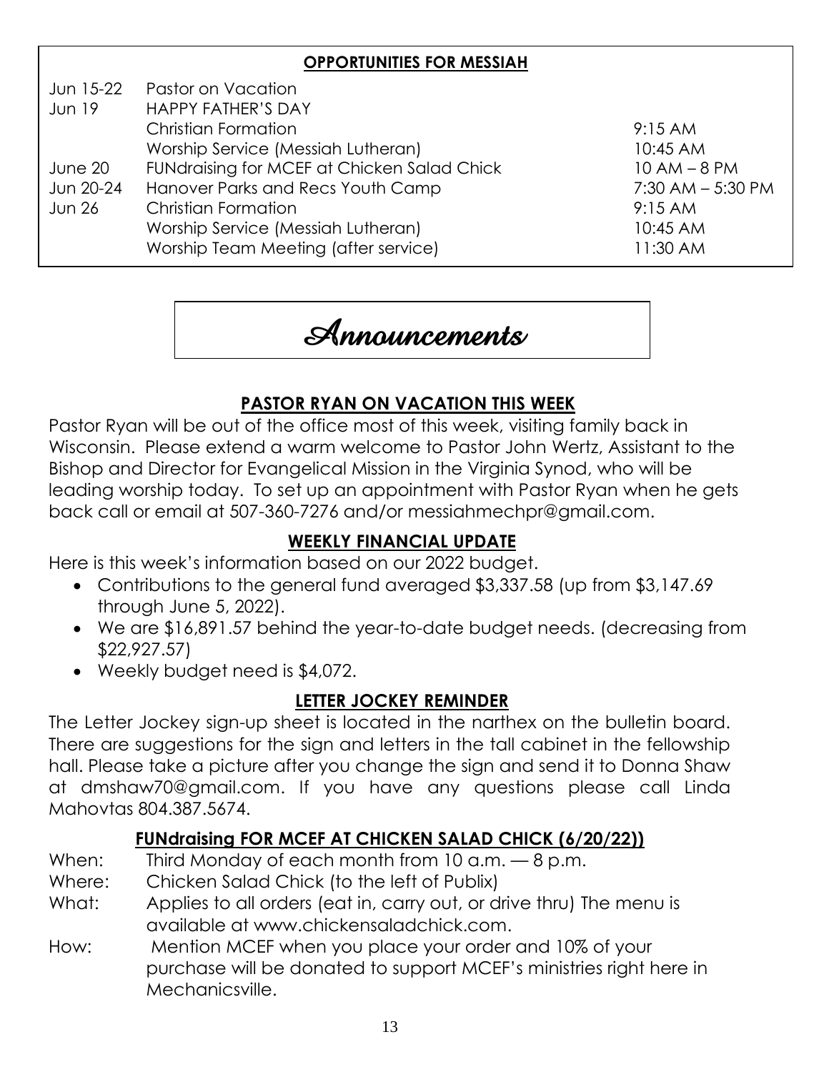## OPPORTUNITIES FOR MESSIAH

| | | |
|---|---|---|
| Jun 15-22 | Pastor on Vacation | |
| Jun 19 | HAPPY FATHER'S DAY | |
| | Christian Formation | 9:15 AM |
| | Worship Service (Messiah Lutheran) | 10:45 AM |
| June 20 | FUNdraising for MCEF at Chicken Salad Chick | 10 AM – 8 PM |
| Jun 20-24 | Hanover Parks and Recs Youth Camp | 7:30 AM – 5:30 PM |
| Jun 26 | Christian Formation | 9:15 AM |
| | Worship Service (Messiah Lutheran) | 10:45 AM |
| | Worship Team Meeting (after service) | 11:30 AM |

# Announcements

## PASTOR RYAN ON VACATION THIS WEEK

Pastor Ryan will be out of the office most of this week, visiting family back in Wisconsin. Please extend a warm welcome to Pastor John Wertz, Assistant to the Bishop and Director for Evangelical Mission in the Virginia Synod, who will be leading worship today. To set up an appointment with Pastor Ryan when he gets back call or email at 507-360-7276 and/or messiahmechpr@gmail.com.

## WEEKLY FINANCIAL UPDATE

Here is this week's information based on our 2022 budget.

- Contributions to the general fund averaged $3,337.58 (up from $3,147.69 through June 5, 2022).
- We are $16,891.57 behind the year-to-date budget needs. (decreasing from $22,927.57)
- Weekly budget need is $4,072.

## LETTER JOCKEY REMINDER

The Letter Jockey sign-up sheet is located in the narthex on the bulletin board. There are suggestions for the sign and letters in the tall cabinet in the fellowship hall. Please take a picture after you change the sign and send it to Donna Shaw at dmshaw70@gmail.com. If you have any questions please call Linda Mahovtas 804.387.5674.

## FUNdraising FOR MCEF AT CHICKEN SALAD CHICK (6/20/22))

When: Third Monday of each month from 10 a.m. — 8 p.m.

Where: Chicken Salad Chick (to the left of Publix)

What: Applies to all orders (eat in, carry out, or drive thru) The menu is available at www.chickensaladchick.com.

How: Mention MCEF when you place your order and 10% of your purchase will be donated to support MCEF's ministries right here in Mechanicsville.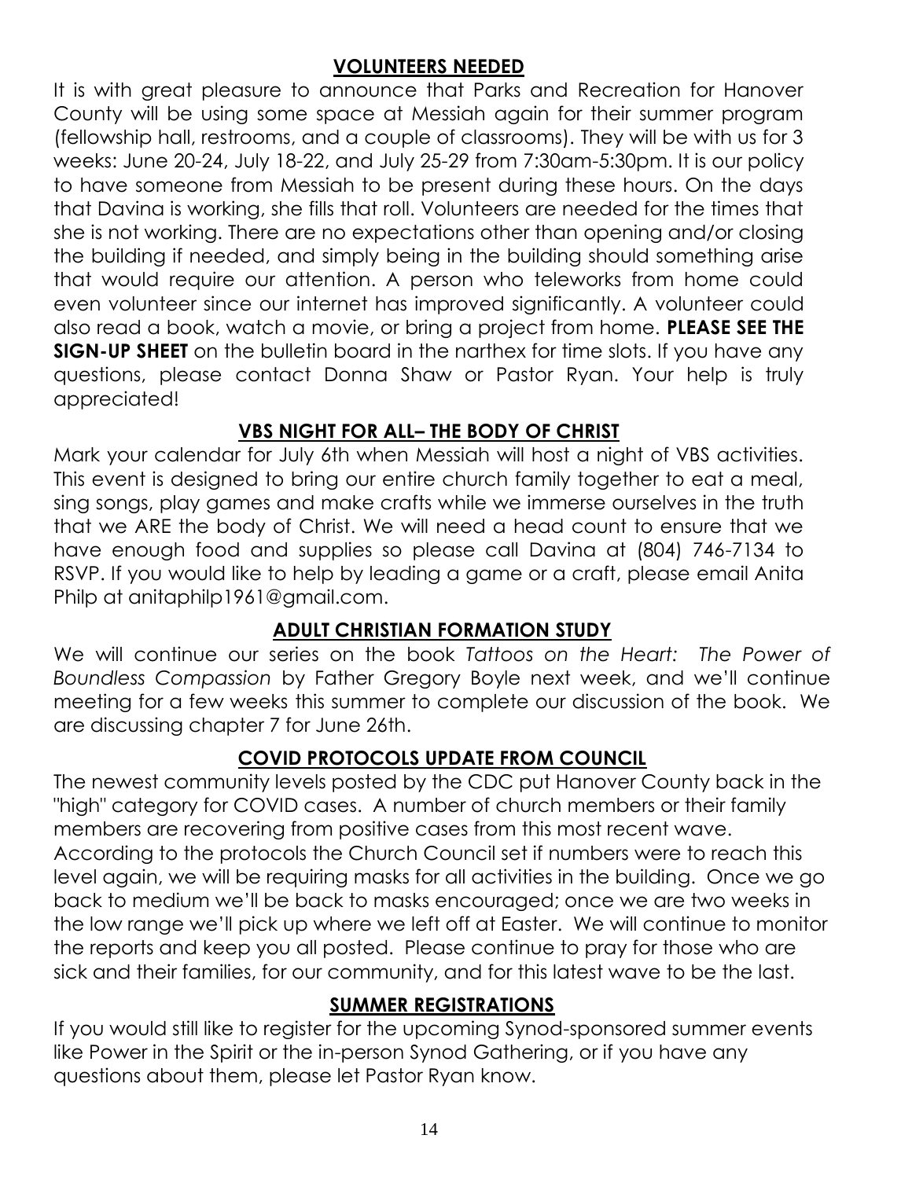## VOLUNTEERS NEEDED

It is with great pleasure to announce that Parks and Recreation for Hanover County will be using some space at Messiah again for their summer program (fellowship hall, restrooms, and a couple of classrooms). They will be with us for 3 weeks: June 20-24, July 18-22, and July 25-29 from 7:30am-5:30pm. It is our policy to have someone from Messiah to be present during these hours. On the days that Davina is working, she fills that roll. Volunteers are needed for the times that she is not working. There are no expectations other than opening and/or closing the building if needed, and simply being in the building should something arise that would require our attention. A person who teleworks from home could even volunteer since our internet has improved significantly. A volunteer could also read a book, watch a movie, or bring a project from home. **PLEASE SEE THE SIGN-UP SHEET** on the bulletin board in the narthex for time slots. If you have any questions, please contact Donna Shaw or Pastor Ryan. Your help is truly appreciated!

## VBS NIGHT FOR ALL– THE BODY OF CHRIST

Mark your calendar for July 6th when Messiah will host a night of VBS activities. This event is designed to bring our entire church family together to eat a meal, sing songs, play games and make crafts while we immerse ourselves in the truth that we ARE the body of Christ. We will need a head count to ensure that we have enough food and supplies so please call Davina at (804) 746-7134 to RSVP. If you would like to help by leading a game or a craft, please email Anita Philp at anitaphilp1961@gmail.com.

## ADULT CHRISTIAN FORMATION STUDY

We will continue our series on the book *Tattoos on the Heart: The Power of Boundless Compassion* by Father Gregory Boyle next week, and we'll continue meeting for a few weeks this summer to complete our discussion of the book. We are discussing chapter 7 for June 26th.

## COVID PROTOCOLS UPDATE FROM COUNCIL

The newest community levels posted by the CDC put Hanover County back in the "high" category for COVID cases. A number of church members or their family members are recovering from positive cases from this most recent wave. According to the protocols the Church Council set if numbers were to reach this level again, we will be requiring masks for all activities in the building. Once we go back to medium we'll be back to masks encouraged; once we are two weeks in the low range we'll pick up where we left off at Easter. We will continue to monitor the reports and keep you all posted. Please continue to pray for those who are sick and their families, for our community, and for this latest wave to be the last.

## SUMMER REGISTRATIONS

If you would still like to register for the upcoming Synod-sponsored summer events like Power in the Spirit or the in-person Synod Gathering, or if you have any questions about them, please let Pastor Ryan know.